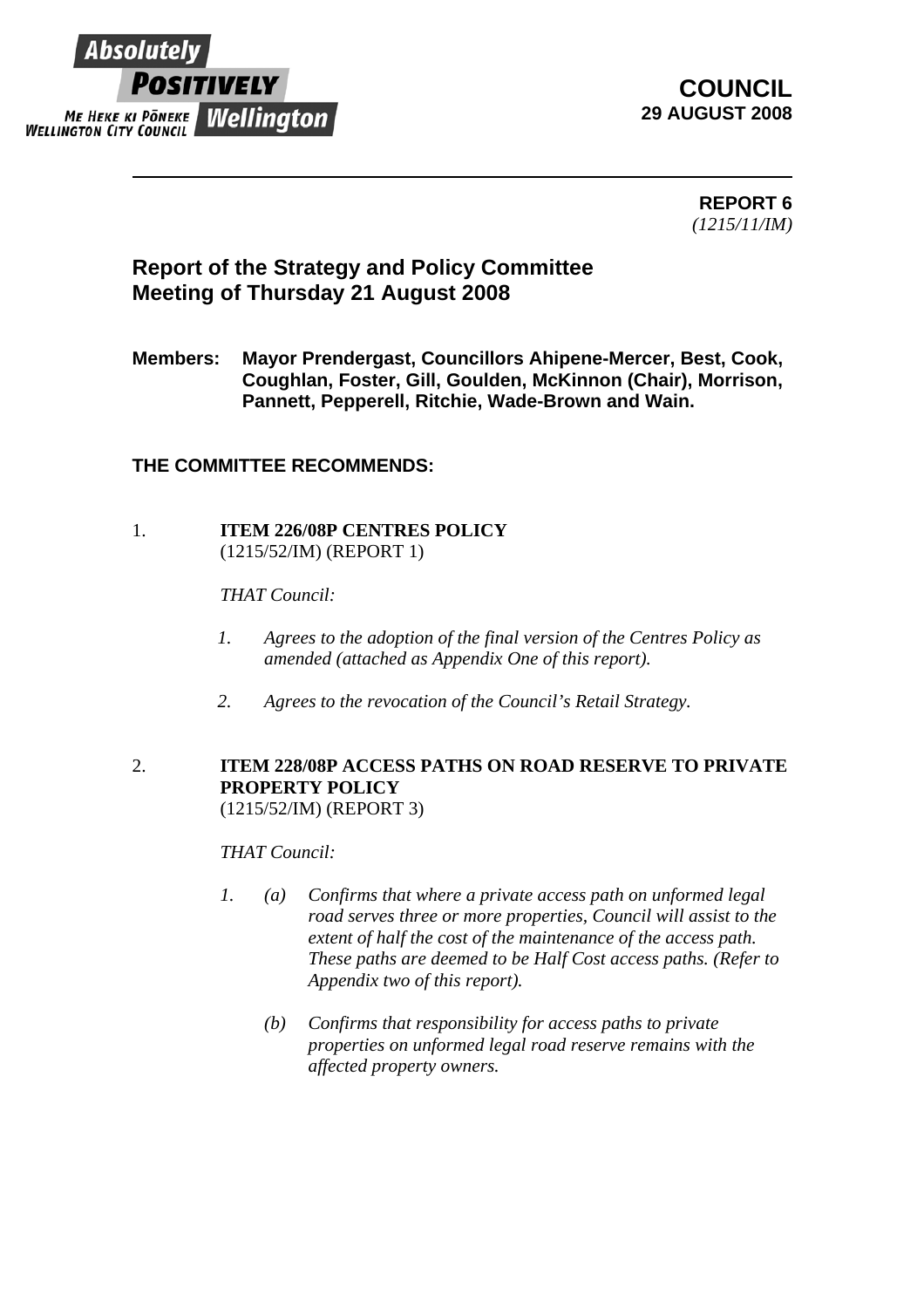Absolutely **POSITIVELY** Wellington
ME HEKE KI PŌNEKE
WELLINGTON CITY COUNCIL

**COUNCIL**
**29 AUGUST 2008**

---

**REPORT 6**
*(1215/11/IM)*

## Report of the Strategy and Policy Committee Meeting of Thursday 21 August 2008

**Members: Mayor Prendergast, Councillors Ahipene-Mercer, Best, Cook, Coughlan, Foster, Gill, Goulden, McKinnon (Chair), Morrison, Pannett, Pepperell, Ritchie, Wade-Brown and Wain.**

**THE COMMITTEE RECOMMENDS:**

1. **ITEM 226/08P CENTRES POLICY**
   (1215/52/IM) (REPORT 1)

   *THAT Council:*

   *1. Agrees to the adoption of the final version of the Centres Policy as amended (attached as Appendix One of this report).*

   *2. Agrees to the revocation of the Council's Retail Strategy.*

2. **ITEM 228/08P ACCESS PATHS ON ROAD RESERVE TO PRIVATE PROPERTY POLICY**
   (1215/52/IM) (REPORT 3)

   *THAT Council:*

   *1. (a) Confirms that where a private access path on unformed legal road serves three or more properties, Council will assist to the extent of half the cost of the maintenance of the access path. These paths are deemed to be Half Cost access paths. (Refer to Appendix two of this report).*

   *(b) Confirms that responsibility for access paths to private properties on unformed legal road reserve remains with the affected property owners.*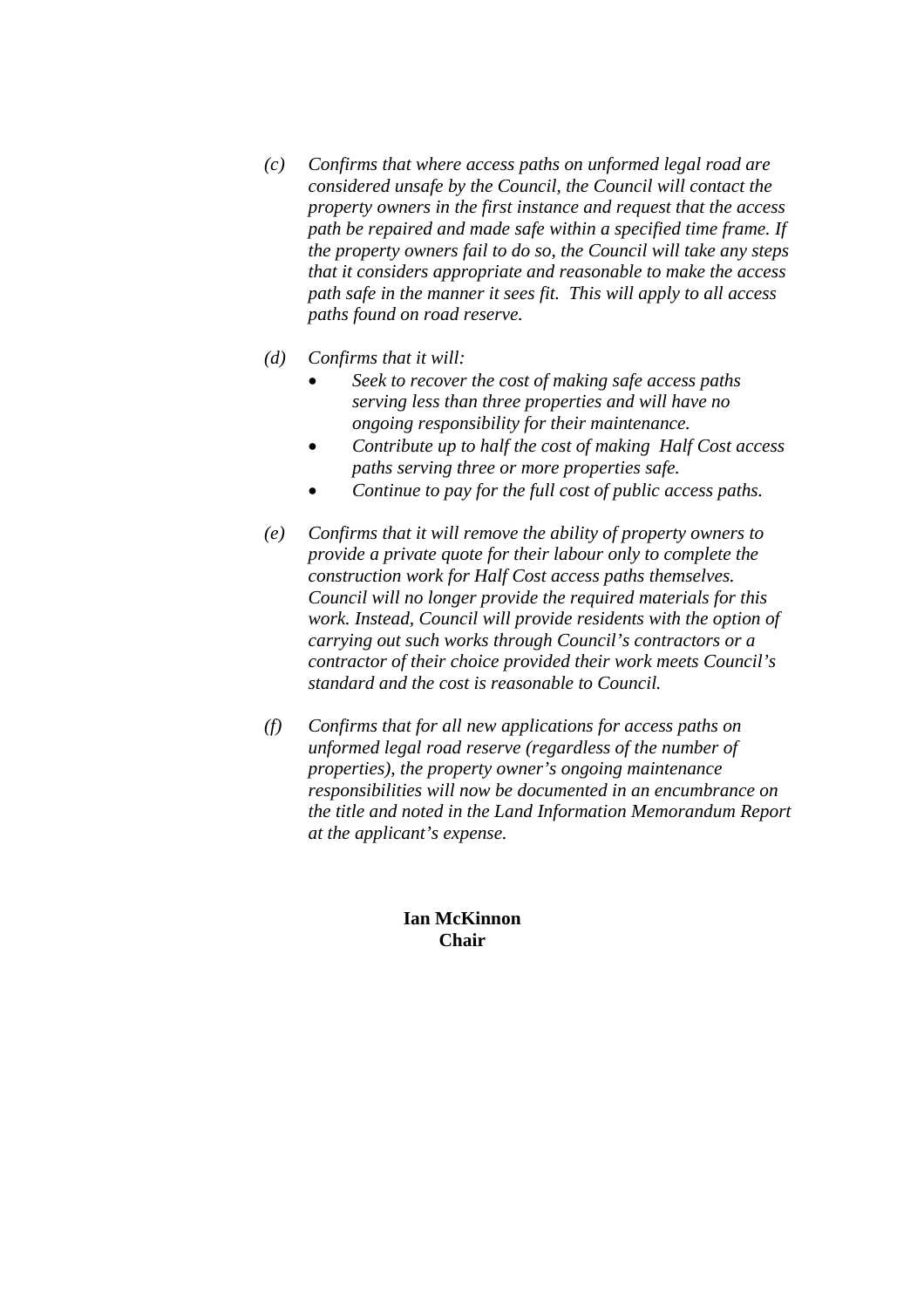*(c)* *Confirms that where access paths on unformed legal road are considered unsafe by the Council, the Council will contact the property owners in the first instance and request that the access path be repaired and made safe within a specified time frame. If the property owners fail to do so, the Council will take any steps that it considers appropriate and reasonable to make the access path safe in the manner it sees fit. This will apply to all access paths found on road reserve.*

*(d)* *Confirms that it will:*

- *Seek to recover the cost of making safe access paths serving less than three properties and will have no ongoing responsibility for their maintenance.*
- *Contribute up to half the cost of making Half Cost access paths serving three or more properties safe.*
- *Continue to pay for the full cost of public access paths.*

*(e)* *Confirms that it will remove the ability of property owners to provide a private quote for their labour only to complete the construction work for Half Cost access paths themselves. Council will no longer provide the required materials for this work. Instead, Council will provide residents with the option of carrying out such works through Council's contractors or a contractor of their choice provided their work meets Council's standard and the cost is reasonable to Council.*

*(f)* *Confirms that for all new applications for access paths on unformed legal road reserve (regardless of the number of properties), the property owner's ongoing maintenance responsibilities will now be documented in an encumbrance on the title and noted in the Land Information Memorandum Report at the applicant's expense.*

**Ian McKinnon**
**Chair**